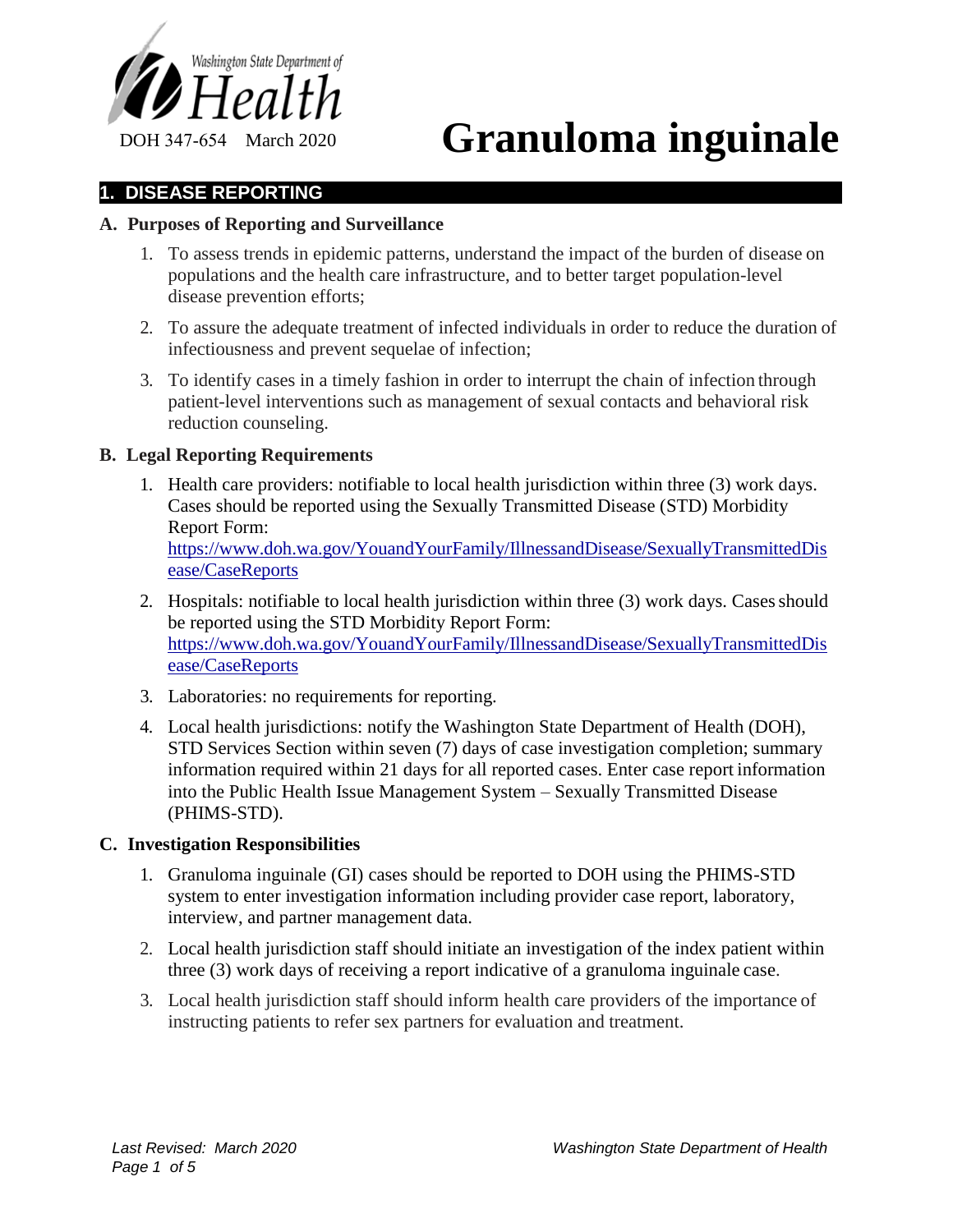Washington State Department of Health

DOH 347-654 March 2020

# Granuloma inguinale

## 1. DISEASE REPORTING

### A. Purposes of Reporting and Surveillance

1. To assess trends in epidemic patterns, understand the impact of the burden of disease on populations and the health care infrastructure, and to better target population-level disease prevention efforts;
2. To assure the adequate treatment of infected individuals in order to reduce the duration of infectiousness and prevent sequelae of infection;
3. To identify cases in a timely fashion in order to interrupt the chain of infection through patient-level interventions such as management of sexual contacts and behavioral risk reduction counseling.

### B. Legal Reporting Requirements

1. Health care providers: notifiable to local health jurisdiction within three (3) work days. Cases should be reported using the Sexually Transmitted Disease (STD) Morbidity Report Form: https://www.doh.wa.gov/YouandYourFamily/IllnessandDisease/SexuallyTransmittedDisease/CaseReports
2. Hospitals: notifiable to local health jurisdiction within three (3) work days. Cases should be reported using the STD Morbidity Report Form: https://www.doh.wa.gov/YouandYourFamily/IllnessandDisease/SexuallyTransmittedDisease/CaseReports
3. Laboratories: no requirements for reporting.
4. Local health jurisdictions: notify the Washington State Department of Health (DOH), STD Services Section within seven (7) days of case investigation completion; summary information required within 21 days for all reported cases. Enter case report information into the Public Health Issue Management System – Sexually Transmitted Disease (PHIMS-STD).

### C. Investigation Responsibilities

1. Granuloma inguinale (GI) cases should be reported to DOH using the PHIMS-STD system to enter investigation information including provider case report, laboratory, interview, and partner management data.
2. Local health jurisdiction staff should initiate an investigation of the index patient within three (3) work days of receiving a report indicative of a granuloma inguinale case.
3. Local health jurisdiction staff should inform health care providers of the importance of instructing patients to refer sex partners for evaluation and treatment.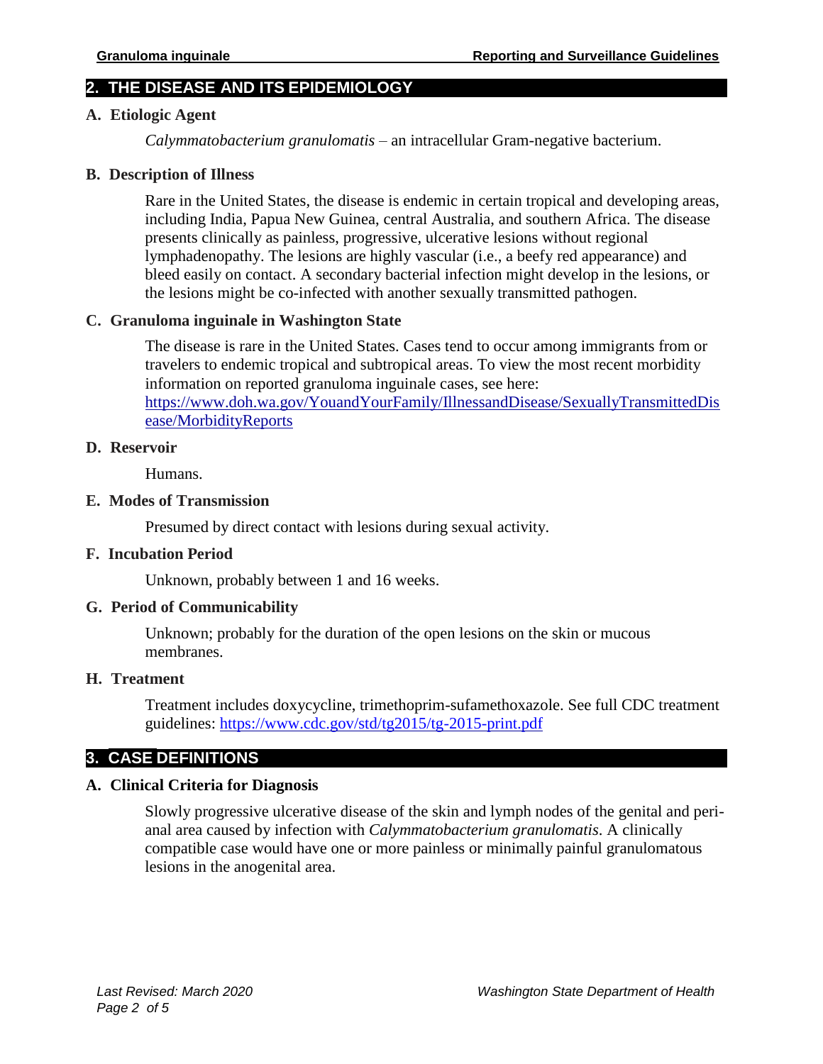## 2. THE DISEASE AND ITS EPIDEMIOLOGY

### A. Etiologic Agent

*Calymmatobacterium granulomatis* – an intracellular Gram-negative bacterium.

### B. Description of Illness

Rare in the United States, the disease is endemic in certain tropical and developing areas, including India, Papua New Guinea, central Australia, and southern Africa. The disease presents clinically as painless, progressive, ulcerative lesions without regional lymphadenopathy. The lesions are highly vascular (i.e., a beefy red appearance) and bleed easily on contact. A secondary bacterial infection might develop in the lesions, or the lesions might be co-infected with another sexually transmitted pathogen.

### C. Granuloma inguinale in Washington State

The disease is rare in the United States. Cases tend to occur among immigrants from or travelers to endemic tropical and subtropical areas. To view the most recent morbidity information on reported granuloma inguinale cases, see here: [https://www.doh.wa.gov/YouandYourFamily/IllnessandDisease/SexuallyTransmittedDisease/MorbidityReports](https://www.doh.wa.gov/YouandYourFamily/IllnessandDisease/SexuallyTransmittedDisease/MorbidityReports)

### D. Reservoir

Humans.

### E. Modes of Transmission

Presumed by direct contact with lesions during sexual activity.

### F. Incubation Period

Unknown, probably between 1 and 16 weeks.

### G. Period of Communicability

Unknown; probably for the duration of the open lesions on the skin or mucous membranes.

### H. Treatment

Treatment includes doxycycline, trimethoprim-sufamethoxazole. See full CDC treatment guidelines: [https://www.cdc.gov/std/tg2015/tg-2015-print.pdf](https://www.cdc.gov/std/tg2015/tg-2015-print.pdf)

## 3. CASE DEFINITIONS

### A. Clinical Criteria for Diagnosis

Slowly progressive ulcerative disease of the skin and lymph nodes of the genital and peri-anal area caused by infection with *Calymmatobacterium granulomatis*. A clinically compatible case would have one or more painless or minimally painful granulomatous lesions in the anogenital area.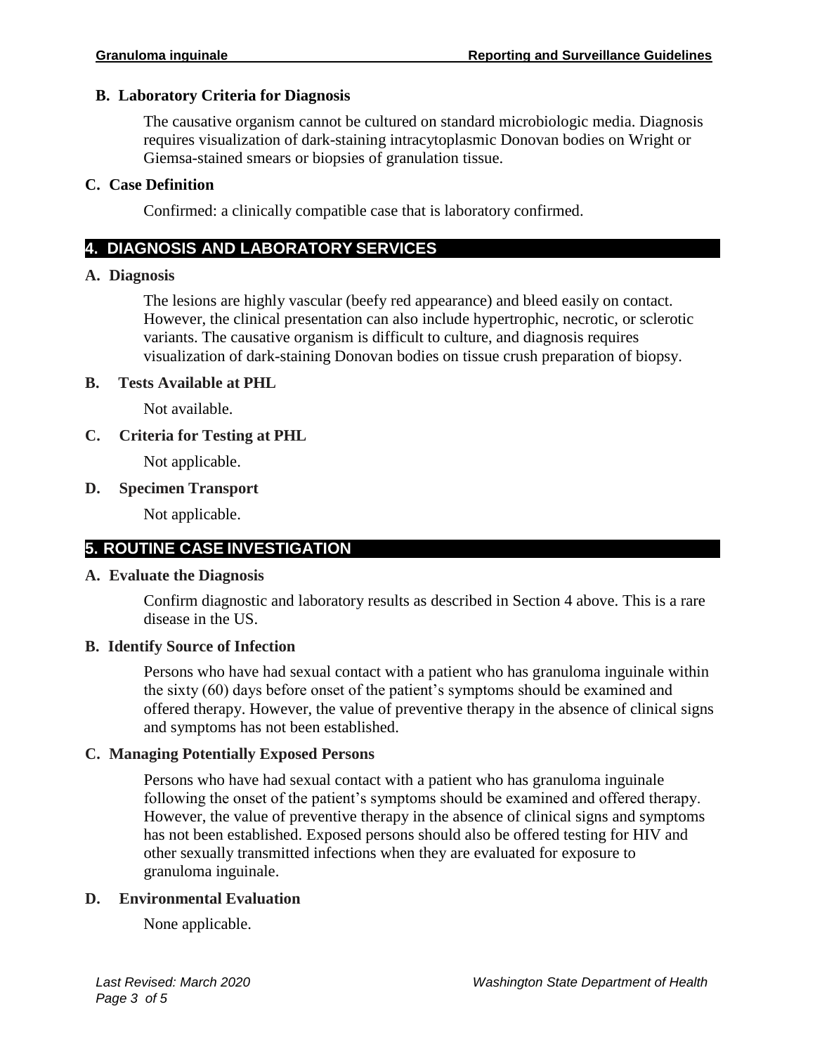### B. Laboratory Criteria for Diagnosis

The causative organism cannot be cultured on standard microbiologic media. Diagnosis requires visualization of dark-staining intracytoplasmic Donovan bodies on Wright or Giemsa-stained smears or biopsies of granulation tissue.

### C. Case Definition

Confirmed: a clinically compatible case that is laboratory confirmed.

## 4. DIAGNOSIS AND LABORATORY SERVICES

### A. Diagnosis

The lesions are highly vascular (beefy red appearance) and bleed easily on contact. However, the clinical presentation can also include hypertrophic, necrotic, or sclerotic variants. The causative organism is difficult to culture, and diagnosis requires visualization of dark-staining Donovan bodies on tissue crush preparation of biopsy.

### B. Tests Available at PHL

Not available.

### C. Criteria for Testing at PHL

Not applicable.

### D. Specimen Transport

Not applicable.

## 5. ROUTINE CASE INVESTIGATION

### A. Evaluate the Diagnosis

Confirm diagnostic and laboratory results as described in Section 4 above. This is a rare disease in the US.

### B. Identify Source of Infection

Persons who have had sexual contact with a patient who has granuloma inguinale within the sixty (60) days before onset of the patient's symptoms should be examined and offered therapy. However, the value of preventive therapy in the absence of clinical signs and symptoms has not been established.

### C. Managing Potentially Exposed Persons

Persons who have had sexual contact with a patient who has granuloma inguinale following the onset of the patient's symptoms should be examined and offered therapy. However, the value of preventive therapy in the absence of clinical signs and symptoms has not been established. Exposed persons should also be offered testing for HIV and other sexually transmitted infections when they are evaluated for exposure to granuloma inguinale.

### D. Environmental Evaluation

None applicable.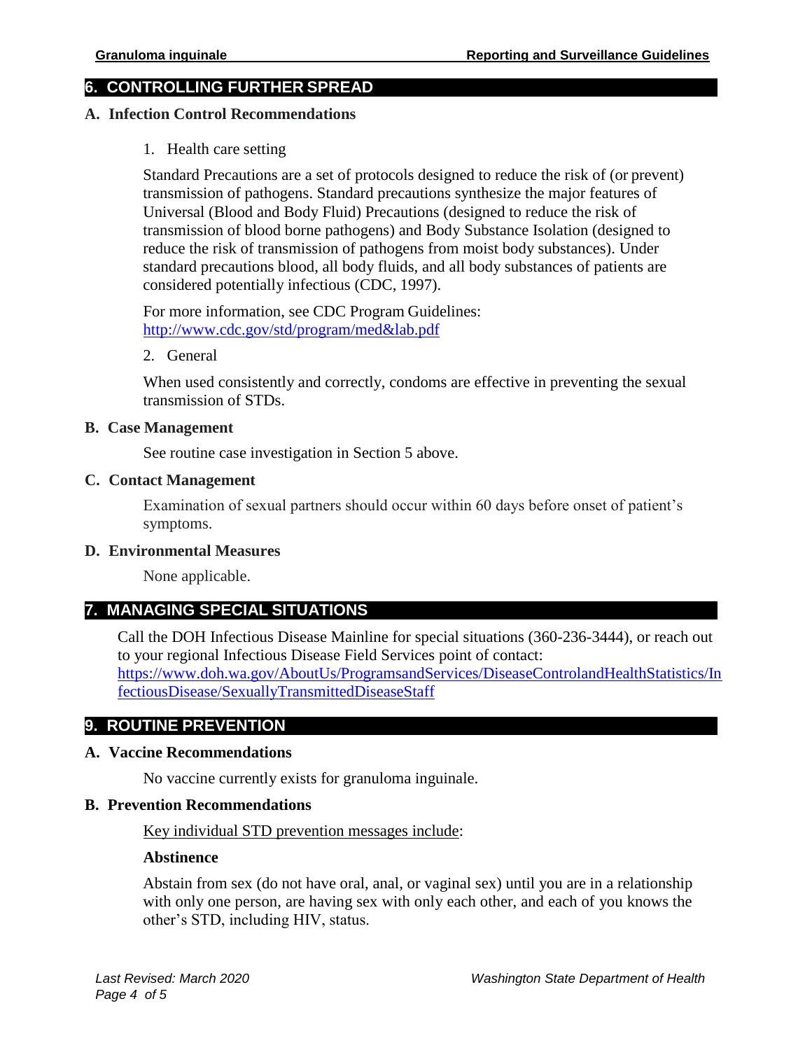## 6. CONTROLLING FURTHER SPREAD

### A. Infection Control Recommendations

1. Health care setting

Standard Precautions are a set of protocols designed to reduce the risk of (or prevent) transmission of pathogens. Standard precautions synthesize the major features of Universal (Blood and Body Fluid) Precautions (designed to reduce the risk of transmission of blood borne pathogens) and Body Substance Isolation (designed to reduce the risk of transmission of pathogens from moist body substances). Under standard precautions blood, all body fluids, and all body substances of patients are considered potentially infectious (CDC, 1997).

For more information, see CDC Program Guidelines: [http://www.cdc.gov/std/program/med&lab.pdf](http://www.cdc.gov/std/program/med&lab.pdf)

2. General

When used consistently and correctly, condoms are effective in preventing the sexual transmission of STDs.

### B. Case Management

See routine case investigation in Section 5 above.

### C. Contact Management

Examination of sexual partners should occur within 60 days before onset of patient's symptoms.

### D. Environmental Measures

None applicable.

## 7. MANAGING SPECIAL SITUATIONS

Call the DOH Infectious Disease Mainline for special situations (360-236-3444), or reach out to your regional Infectious Disease Field Services point of contact: [https://www.doh.wa.gov/AboutUs/ProgramsandServices/DiseaseControlandHealthStatistics/InfectiousDisease/SexuallyTransmittedDiseaseStaff](https://www.doh.wa.gov/AboutUs/ProgramsandServices/DiseaseControlandHealthStatistics/InfectiousDisease/SexuallyTransmittedDiseaseStaff)

## 9. ROUTINE PREVENTION

### A. Vaccine Recommendations

No vaccine currently exists for granuloma inguinale.

### B. Prevention Recommendations

Key individual STD prevention messages include:

**Abstinence**

Abstain from sex (do not have oral, anal, or vaginal sex) until you are in a relationship with only one person, are having sex with only each other, and each of you knows the other's STD, including HIV, status.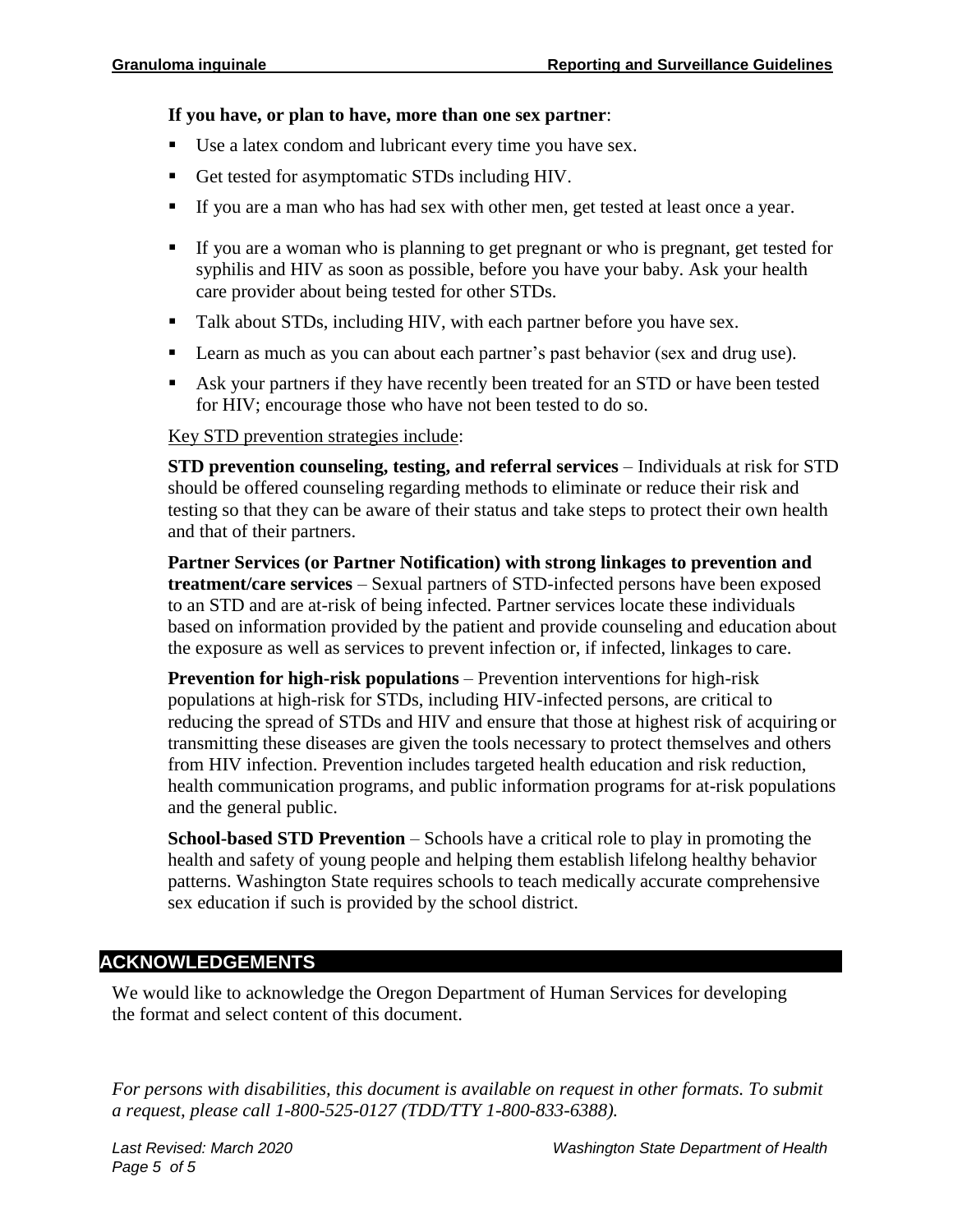**If you have, or plan to have, more than one sex partner**:

- Use a latex condom and lubricant every time you have sex.
- Get tested for asymptomatic STDs including HIV.
- If you are a man who has had sex with other men, get tested at least once a year.
- If you are a woman who is planning to get pregnant or who is pregnant, get tested for syphilis and HIV as soon as possible, before you have your baby. Ask your health care provider about being tested for other STDs.
- Talk about STDs, including HIV, with each partner before you have sex.
- Learn as much as you can about each partner's past behavior (sex and drug use).
- Ask your partners if they have recently been treated for an STD or have been tested for HIV; encourage those who have not been tested to do so.

<u>Key STD prevention strategies include</u>:

**STD prevention counseling, testing, and referral services** – Individuals at risk for STD should be offered counseling regarding methods to eliminate or reduce their risk and testing so that they can be aware of their status and take steps to protect their own health and that of their partners.

**Partner Services (or Partner Notification) with strong linkages to prevention and treatment/care services** – Sexual partners of STD-infected persons have been exposed to an STD and are at-risk of being infected. Partner services locate these individuals based on information provided by the patient and provide counseling and education about the exposure as well as services to prevent infection or, if infected, linkages to care.

**Prevention for high-risk populations** – Prevention interventions for high-risk populations at high-risk for STDs, including HIV-infected persons, are critical to reducing the spread of STDs and HIV and ensure that those at highest risk of acquiring or transmitting these diseases are given the tools necessary to protect themselves and others from HIV infection. Prevention includes targeted health education and risk reduction, health communication programs, and public information programs for at-risk populations and the general public.

**School-based STD Prevention** – Schools have a critical role to play in promoting the health and safety of young people and helping them establish lifelong healthy behavior patterns. Washington State requires schools to teach medically accurate comprehensive sex education if such is provided by the school district.

## ACKNOWLEDGEMENTS

We would like to acknowledge the Oregon Department of Human Services for developing the format and select content of this document.

*For persons with disabilities, this document is available on request in other formats. To submit a request, please call 1-800-525-0127 (TDD/TTY 1-800-833-6388).*

*Last Revised: March 2020*